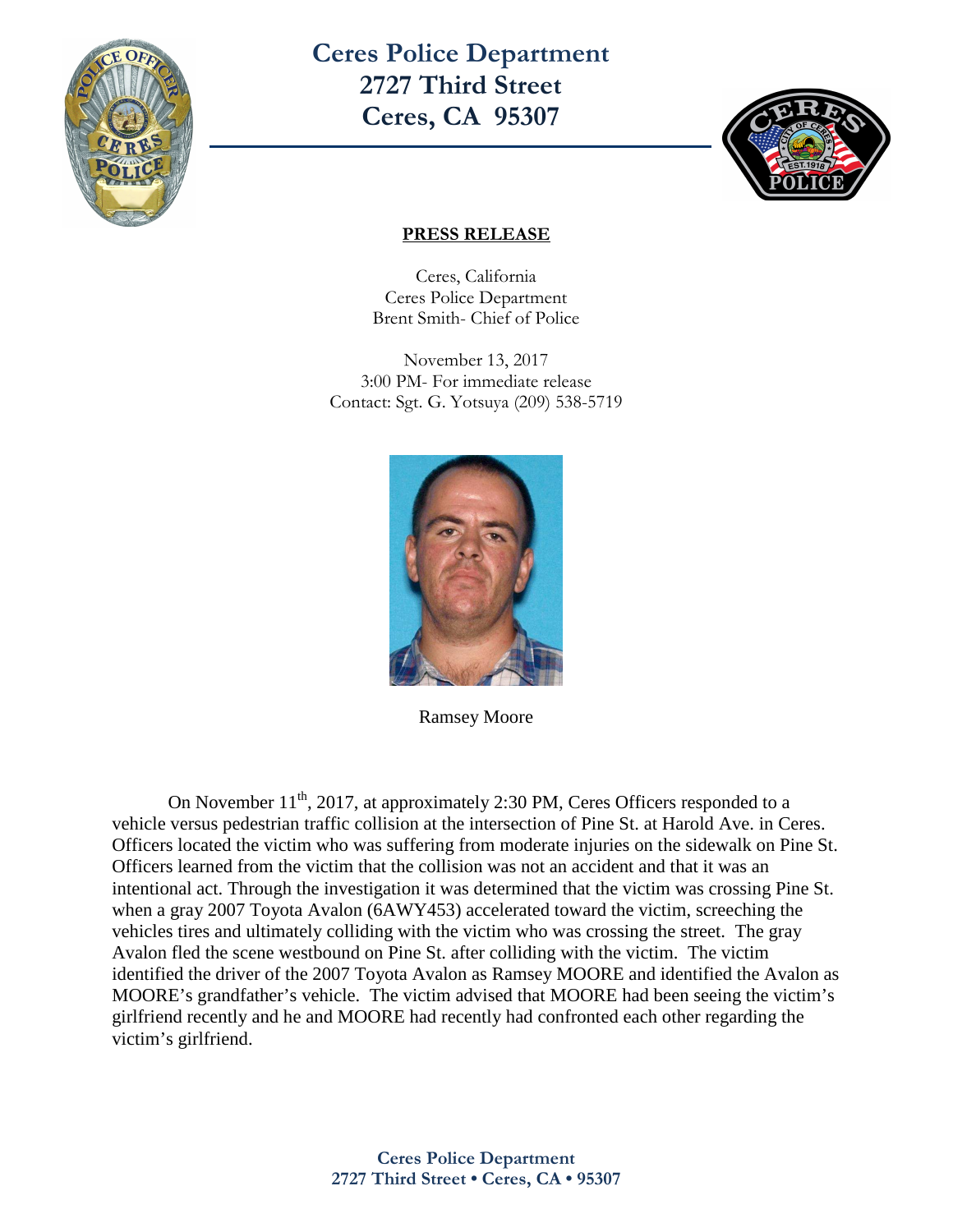# Ceres Police Department
# 2727 Third Street
# Ceres, CA 95307

**PRESS RELEASE**

Ceres, California
Ceres Police Department
Brent Smith- Chief of Police

November 13, 2017
3:00 PM- For immediate release
Contact: Sgt. G. Yotsuya (209) 538-5719

Ramsey Moore

On November 11th, 2017, at approximately 2:30 PM, Ceres Officers responded to a vehicle versus pedestrian traffic collision at the intersection of Pine St. at Harold Ave. in Ceres. Officers located the victim who was suffering from moderate injuries on the sidewalk on Pine St. Officers learned from the victim that the collision was not an accident and that it was an intentional act. Through the investigation it was determined that the victim was crossing Pine St. when a gray 2007 Toyota Avalon (6AWY453) accelerated toward the victim, screeching the vehicles tires and ultimately colliding with the victim who was crossing the street. The gray Avalon fled the scene westbound on Pine St. after colliding with the victim. The victim identified the driver of the 2007 Toyota Avalon as Ramsey MOORE and identified the Avalon as MOORE's grandfather's vehicle. The victim advised that MOORE had been seeing the victim's girlfriend recently and he and MOORE had recently had confronted each other regarding the victim's girlfriend.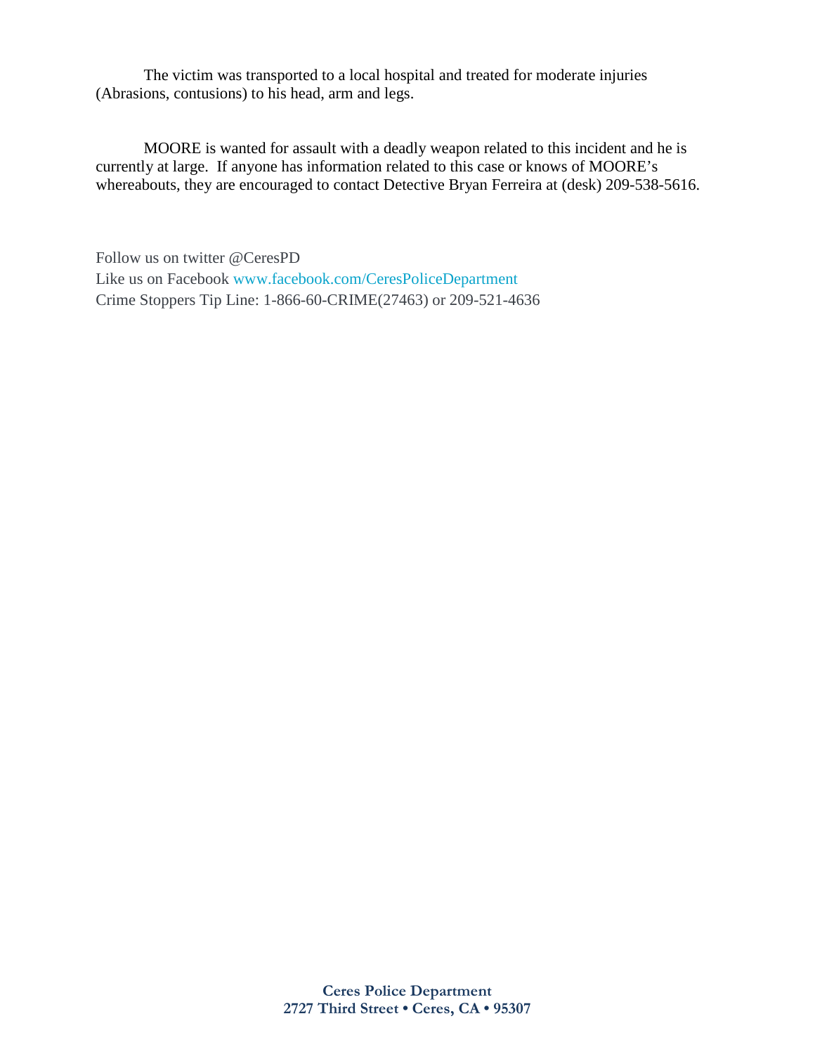The victim was transported to a local hospital and treated for moderate injuries (Abrasions, contusions) to his head, arm and legs.

MOORE is wanted for assault with a deadly weapon related to this incident and he is currently at large. If anyone has information related to this case or knows of MOORE's whereabouts, they are encouraged to contact Detective Bryan Ferreira at (desk) 209-538-5616.

Follow us on twitter @CeresPD  
Like us on Facebook www.facebook.com/CeresPoliceDepartment  
Crime Stoppers Tip Line: 1-866-60-CRIME(27463) or 209-521-4636

**Ceres Police Department**  
**2727 Third Street • Ceres, CA • 95307**